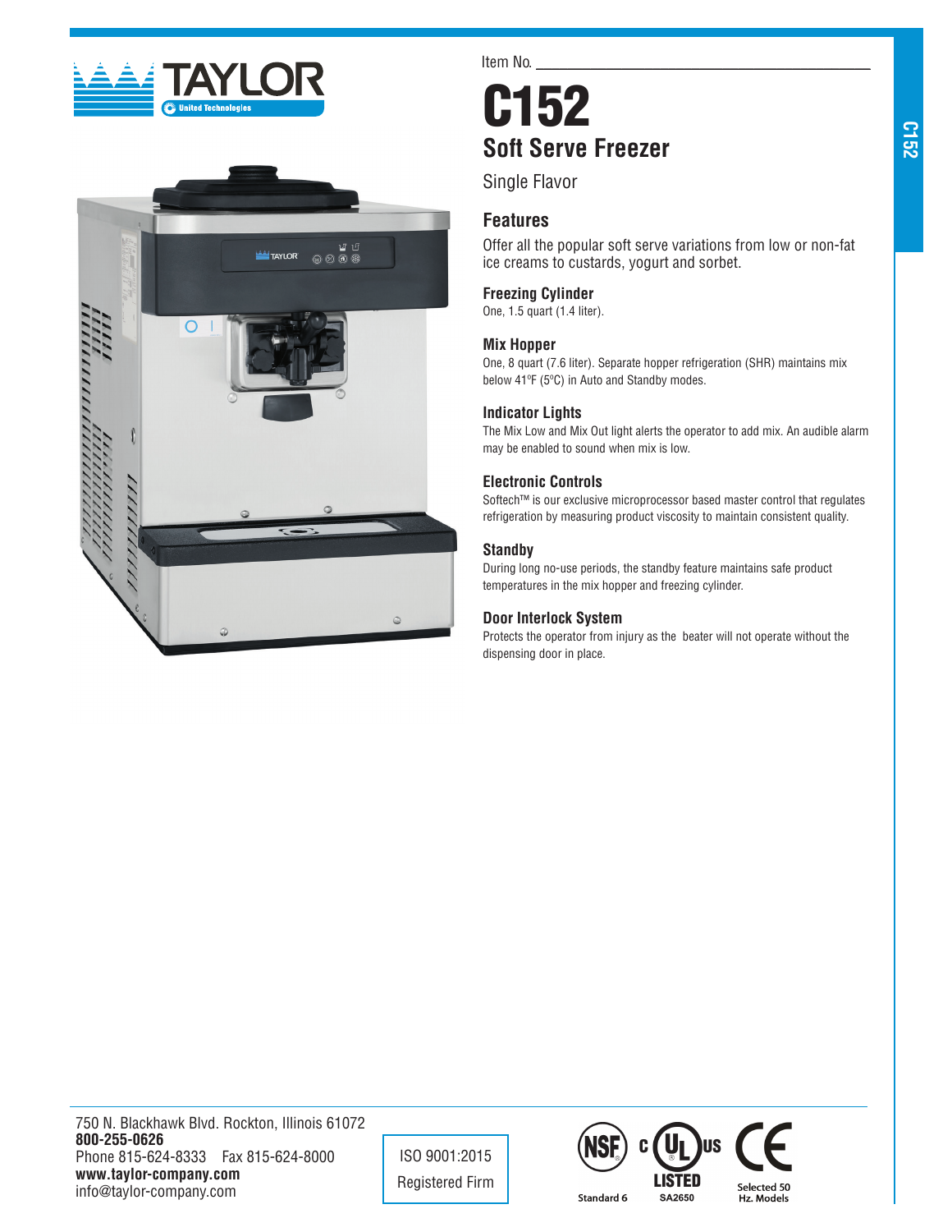Item No. ______________________________

# C152

## Soft Serve Freezer

Single Flavor

### Features

Offer all the popular soft serve variations from low or non-fat ice creams to custards, yogurt and sorbet.

**Freezing Cylinder**
One, 1.5 quart (1.4 liter).

**Mix Hopper**
One, 8 quart (7.6 liter). Separate hopper refrigeration (SHR) maintains mix below 41ºF (5ºC) in Auto and Standby modes.

**Indicator Lights**
The Mix Low and Mix Out light alerts the operator to add mix. An audible alarm may be enabled to sound when mix is low.

**Electronic Controls**
Softech™ is our exclusive microprocessor based master control that regulates refrigeration by measuring product viscosity to maintain consistent quality.

**Standby**
During long no-use periods, the standby feature maintains safe product temperatures in the mix hopper and freezing cylinder.

**Door Interlock System**
Protects the operator from injury as the beater will not operate without the dispensing door in place.

750 N. Blackhawk Blvd. Rockton, Illinois 61072
**800-255-0626**
Phone 815-624-8333 Fax 815-624-8000
**www.taylor-company.com**
info@taylor-company.com

ISO 9001:2015
Registered Firm

NSF Standard 6 — c UL us LISTED SA2650 — CE Selected 50 Hz. Models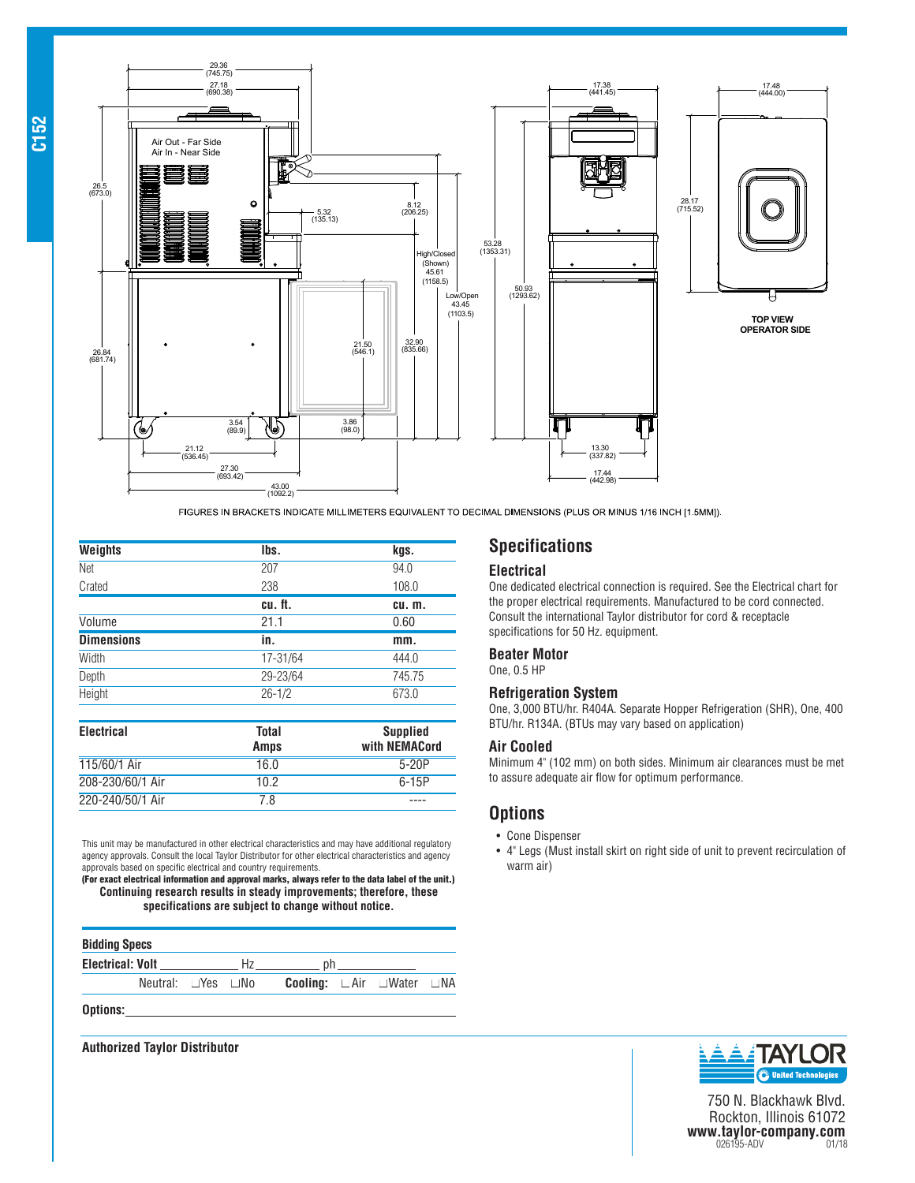29.36
(745.75)
27.18
(690.38)
Air Out - Far Side
Air In - Near Side
26.5
(673.0)
5.32
(135.13)
8.12
(206.25)
High/Closed
(Shown)
45.61
(1158.5)
Low/Open
43.45
(1103.5)
53.28
(1353.31)
50.93
(1293.62)
21.50
(546.1)
32.90
(835.66)
26.84
(681.74)
3.54
(89.9)
3.86
(98.0)
21.12
(536.45)
27.30
(693.42)
43.00
(1092.2)
17.38
(441.45)
13.30
(337.82)
17.44
(442.98)
17.48
(444.00)
28.17
(715.52)
TOP VIEW
OPERATOR SIDE

FIGURES IN BRACKETS INDICATE MILLIMETERS EQUIVALENT TO DECIMAL DIMENSIONS (PLUS OR MINUS 1/16 INCH [1.5MM]).

| Weights | lbs. | kgs. |
|---|---|---|
| Net | 207 | 94.0 |
| Crated | 238 | 108.0 |
| | **cu. ft.** | **cu. m.** |
| Volume | 21.1 | 0.60 |
| **Dimensions** | **in.** | **mm.** |
| Width | 17-31/64 | 444.0 |
| Depth | 29-23/64 | 745.75 |
| Height | 26-1/2 | 673.0 |

| Electrical | Total Amps | Supplied with NEMACord |
|---|---|---|
| 115/60/1 Air | 16.0 | 5-20P |
| 208-230/60/1 Air | 10.2 | 6-15P |
| 220-240/50/1 Air | 7.8 | ---- |

This unit may be manufactured in other electrical characteristics and may have additional regulatory agency approvals. Consult the local Taylor Distributor for other electrical characteristics and agency approvals based on specific electrical and country requirements.
**(For exact electrical information and approval marks, always refer to the data label of the unit.)**
**Continuing research results in steady improvements; therefore, these specifications are subject to change without notice.**

**Bidding Specs**

**Electrical: Volt** ____________ Hz __________ ph ____________

Neutral: ☐Yes ☐No **Cooling:** ☐Air ☐Water ☐NA

**Options:** ______________________________

## Specifications

### Electrical

One dedicated electrical connection is required. See the Electrical chart for the proper electrical requirements. Manufactured to be cord connected. Consult the international Taylor distributor for cord & receptacle specifications for 50 Hz. equipment.

### Beater Motor

One, 0.5 HP

### Refrigeration System

One, 3,000 BTU/hr. R404A. Separate Hopper Refrigeration (SHR), One, 400 BTU/hr. R134A. (BTUs may vary based on application)

### Air Cooled

Minimum 4" (102 mm) on both sides. Minimum air clearances must be met to assure adequate air flow for optimum performance.

## Options

- Cone Dispenser
- 4" Legs (Must install skirt on right side of unit to prevent recirculation of warm air)

**Authorized Taylor Distributor**

TAYLOR
United Technologies

750 N. Blackhawk Blvd.
Rockton, Illinois 61072
**www.taylor-company.com**
026195-ADV 01/18